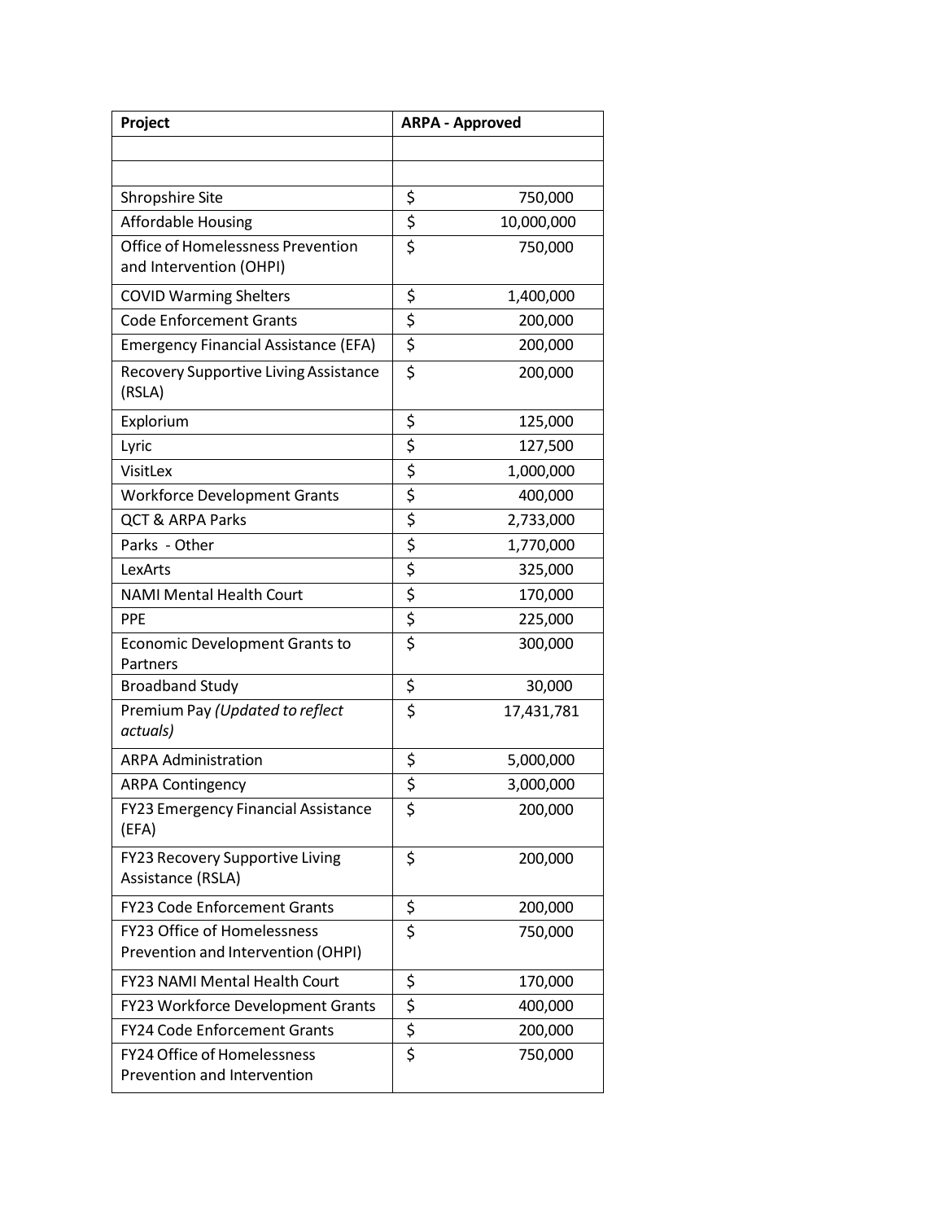| Project | ARPA - Approved |
| --- | --- |
| | |
| | |
| Shropshire Site | $ 750,000 |
| Affordable Housing | $ 10,000,000 |
| Office of Homelessness Prevention and Intervention (OHPI) | $ 750,000 |
| COVID Warming Shelters | $ 1,400,000 |
| Code Enforcement Grants | $ 200,000 |
| Emergency Financial Assistance (EFA) | $ 200,000 |
| Recovery Supportive Living Assistance (RSLA) | $ 200,000 |
| Explorium | $ 125,000 |
| Lyric | $ 127,500 |
| VisitLex | $ 1,000,000 |
| Workforce Development Grants | $ 400,000 |
| QCT & ARPA Parks | $ 2,733,000 |
| Parks - Other | $ 1,770,000 |
| LexArts | $ 325,000 |
| NAMI Mental Health Court | $ 170,000 |
| PPE | $ 225,000 |
| Economic Development Grants to Partners | $ 300,000 |
| Broadband Study | $ 30,000 |
| Premium Pay *(Updated to reflect actuals)* | $ 17,431,781 |
| ARPA Administration | $ 5,000,000 |
| ARPA Contingency | $ 3,000,000 |
| FY23 Emergency Financial Assistance (EFA) | $ 200,000 |
| FY23 Recovery Supportive Living Assistance (RSLA) | $ 200,000 |
| FY23 Code Enforcement Grants | $ 200,000 |
| FY23 Office of Homelessness Prevention and Intervention (OHPI) | $ 750,000 |
| FY23 NAMI Mental Health Court | $ 170,000 |
| FY23 Workforce Development Grants | $ 400,000 |
| FY24 Code Enforcement Grants | $ 200,000 |
| FY24 Office of Homelessness Prevention and Intervention | $ 750,000 |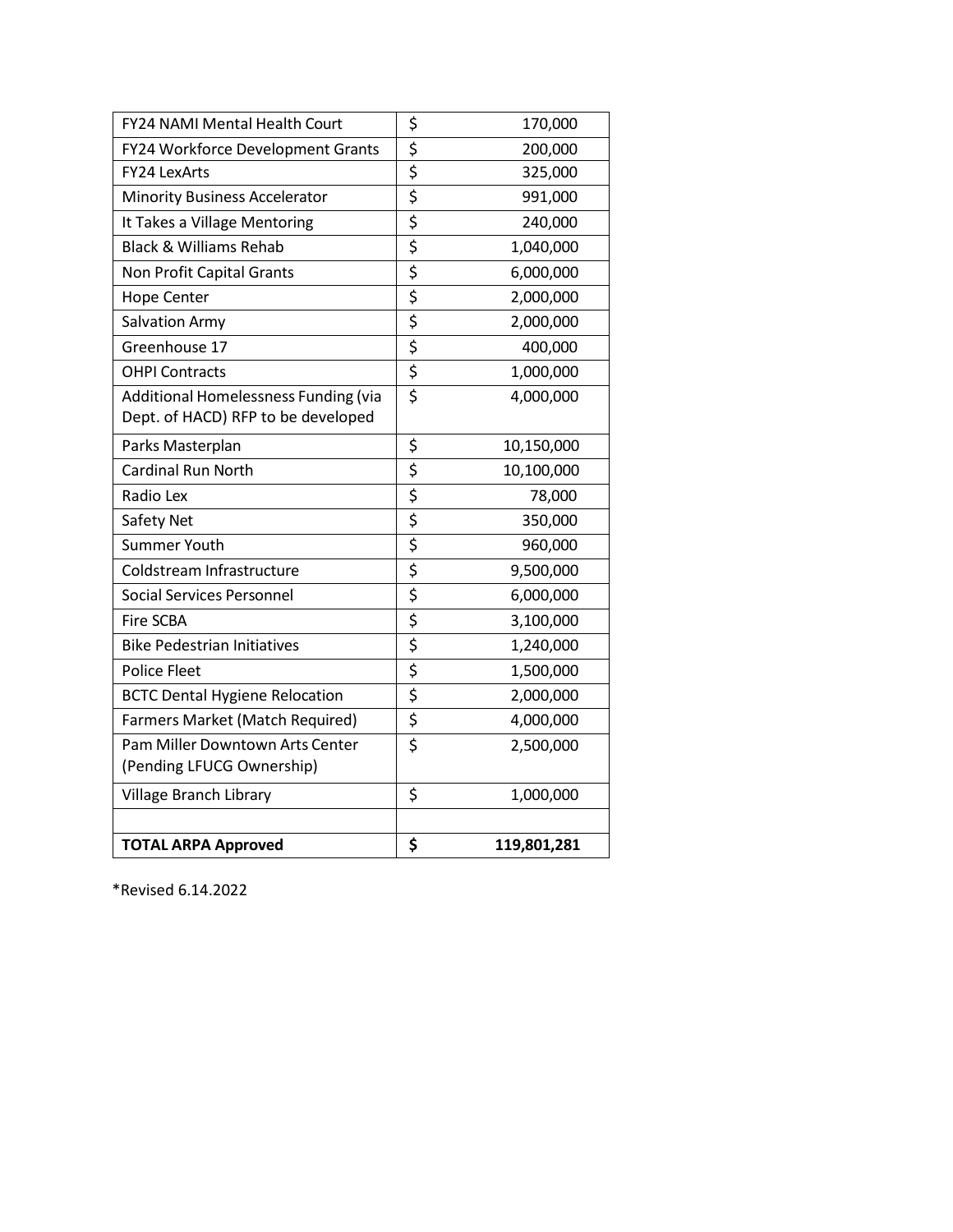| | | |
|---|---|---|
| FY24 NAMI Mental Health Court | $ | 170,000 |
| FY24 Workforce Development Grants | $ | 200,000 |
| FY24 LexArts | $ | 325,000 |
| Minority Business Accelerator | $ | 991,000 |
| It Takes a Village Mentoring | $ | 240,000 |
| Black & Williams Rehab | $ | 1,040,000 |
| Non Profit Capital Grants | $ | 6,000,000 |
| Hope Center | $ | 2,000,000 |
| Salvation Army | $ | 2,000,000 |
| Greenhouse 17 | $ | 400,000 |
| OHPI Contracts | $ | 1,000,000 |
| Additional Homelessness Funding (via Dept. of HACD) RFP to be developed | $ | 4,000,000 |
| Parks Masterplan | $ | 10,150,000 |
| Cardinal Run North | $ | 10,100,000 |
| Radio Lex | $ | 78,000 |
| Safety Net | $ | 350,000 |
| Summer Youth | $ | 960,000 |
| Coldstream Infrastructure | $ | 9,500,000 |
| Social Services Personnel | $ | 6,000,000 |
| Fire SCBA | $ | 3,100,000 |
| Bike Pedestrian Initiatives | $ | 1,240,000 |
| Police Fleet | $ | 1,500,000 |
| BCTC Dental Hygiene Relocation | $ | 2,000,000 |
| Farmers Market (Match Required) | $ | 4,000,000 |
| Pam Miller Downtown Arts Center (Pending LFUCG Ownership) | $ | 2,500,000 |
| Village Branch Library | $ | 1,000,000 |
| | | |
| **TOTAL ARPA Approved** | **$** | **119,801,281** |

*Revised 6.14.2022